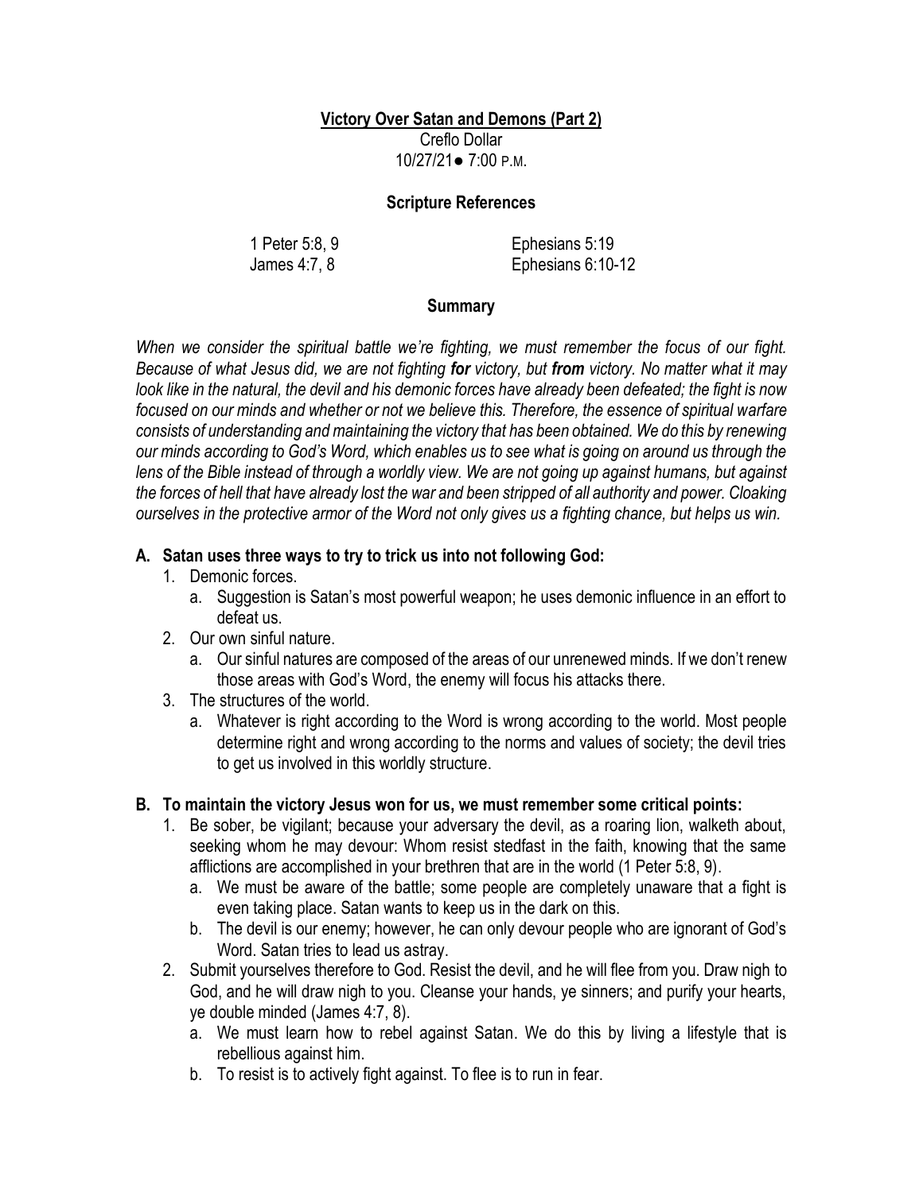# Victory Over Satan and Demons (Part 2)

Creflo Dollar
10/27/21● 7:00 P.M.

## Scripture References

1 Peter 5:8, 9
James 4:7, 8
Ephesians 5:19
Ephesians 6:10-12

## Summary

*When we consider the spiritual battle we're fighting, we must remember the focus of our fight. Because of what Jesus did, we are not fighting **for** victory, but **from** victory. No matter what it may look like in the natural, the devil and his demonic forces have already been defeated; the fight is now focused on our minds and whether or not we believe this. Therefore, the essence of spiritual warfare consists of understanding and maintaining the victory that has been obtained. We do this by renewing our minds according to God's Word, which enables us to see what is going on around us through the lens of the Bible instead of through a worldly view. We are not going up against humans, but against the forces of hell that have already lost the war and been stripped of all authority and power. Cloaking ourselves in the protective armor of the Word not only gives us a fighting chance, but helps us win.*

**A. Satan uses three ways to try to trick us into not following God:**

1. Demonic forces.
   a. Suggestion is Satan's most powerful weapon; he uses demonic influence in an effort to defeat us.
2. Our own sinful nature.
   a. Our sinful natures are composed of the areas of our unrenewed minds. If we don't renew those areas with God's Word, the enemy will focus his attacks there.
3. The structures of the world.
   a. Whatever is right according to the Word is wrong according to the world. Most people determine right and wrong according to the norms and values of society; the devil tries to get us involved in this worldly structure.

**B. To maintain the victory Jesus won for us, we must remember some critical points:**

1. Be sober, be vigilant; because your adversary the devil, as a roaring lion, walketh about, seeking whom he may devour: Whom resist stedfast in the faith, knowing that the same afflictions are accomplished in your brethren that are in the world (1 Peter 5:8, 9).
   a. We must be aware of the battle; some people are completely unaware that a fight is even taking place. Satan wants to keep us in the dark on this.
   b. The devil is our enemy; however, he can only devour people who are ignorant of God's Word. Satan tries to lead us astray.
2. Submit yourselves therefore to God. Resist the devil, and he will flee from you. Draw nigh to God, and he will draw nigh to you. Cleanse your hands, ye sinners; and purify your hearts, ye double minded (James 4:7, 8).
   a. We must learn how to rebel against Satan. We do this by living a lifestyle that is rebellious against him.
   b. To resist is to actively fight against. To flee is to run in fear.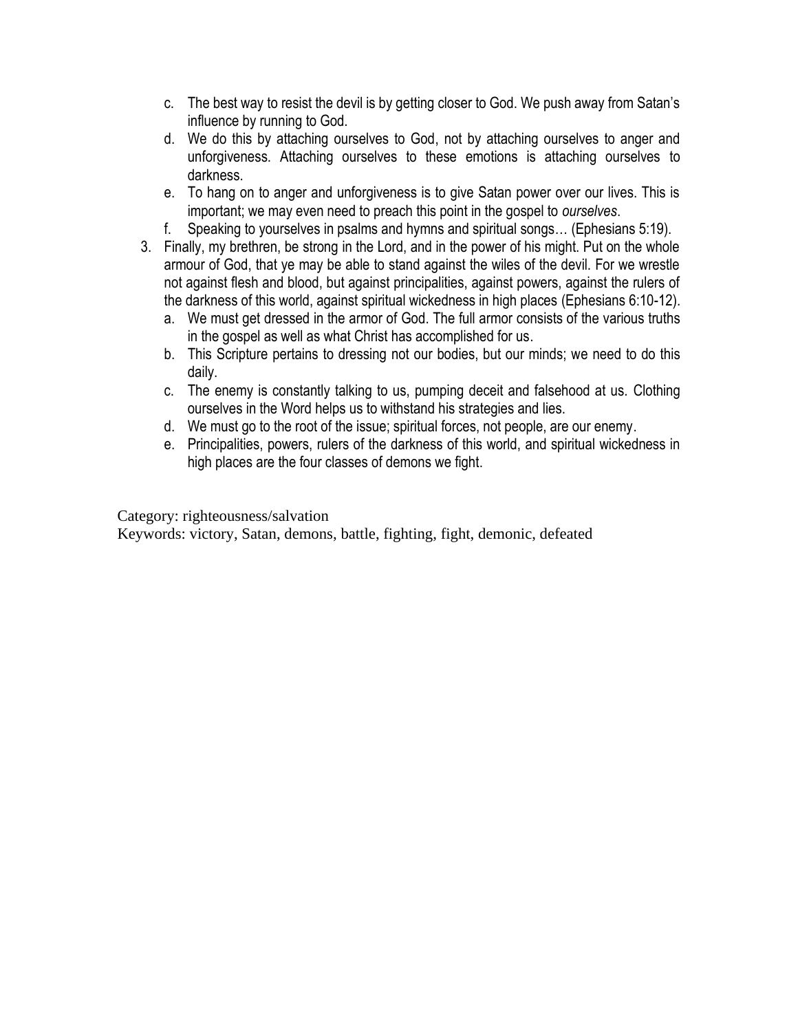c. The best way to resist the devil is by getting closer to God. We push away from Satan's influence by running to God.
   d. We do this by attaching ourselves to God, not by attaching ourselves to anger and unforgiveness. Attaching ourselves to these emotions is attaching ourselves to darkness.
   e. To hang on to anger and unforgiveness is to give Satan power over our lives. This is important; we may even need to preach this point in the gospel to *ourselves*.
   f. Speaking to yourselves in psalms and hymns and spiritual songs… (Ephesians 5:19).

3. Finally, my brethren, be strong in the Lord, and in the power of his might. Put on the whole armour of God, that ye may be able to stand against the wiles of the devil. For we wrestle not against flesh and blood, but against principalities, against powers, against the rulers of the darkness of this world, against spiritual wickedness in high places (Ephesians 6:10-12).
   a. We must get dressed in the armor of God. The full armor consists of the various truths in the gospel as well as what Christ has accomplished for us.
   b. This Scripture pertains to dressing not our bodies, but our minds; we need to do this daily.
   c. The enemy is constantly talking to us, pumping deceit and falsehood at us. Clothing ourselves in the Word helps us to withstand his strategies and lies.
   d. We must go to the root of the issue; spiritual forces, not people, are our enemy.
   e. Principalities, powers, rulers of the darkness of this world, and spiritual wickedness in high places are the four classes of demons we fight.

Category: righteousness/salvation
Keywords: victory, Satan, demons, battle, fighting, fight, demonic, defeated